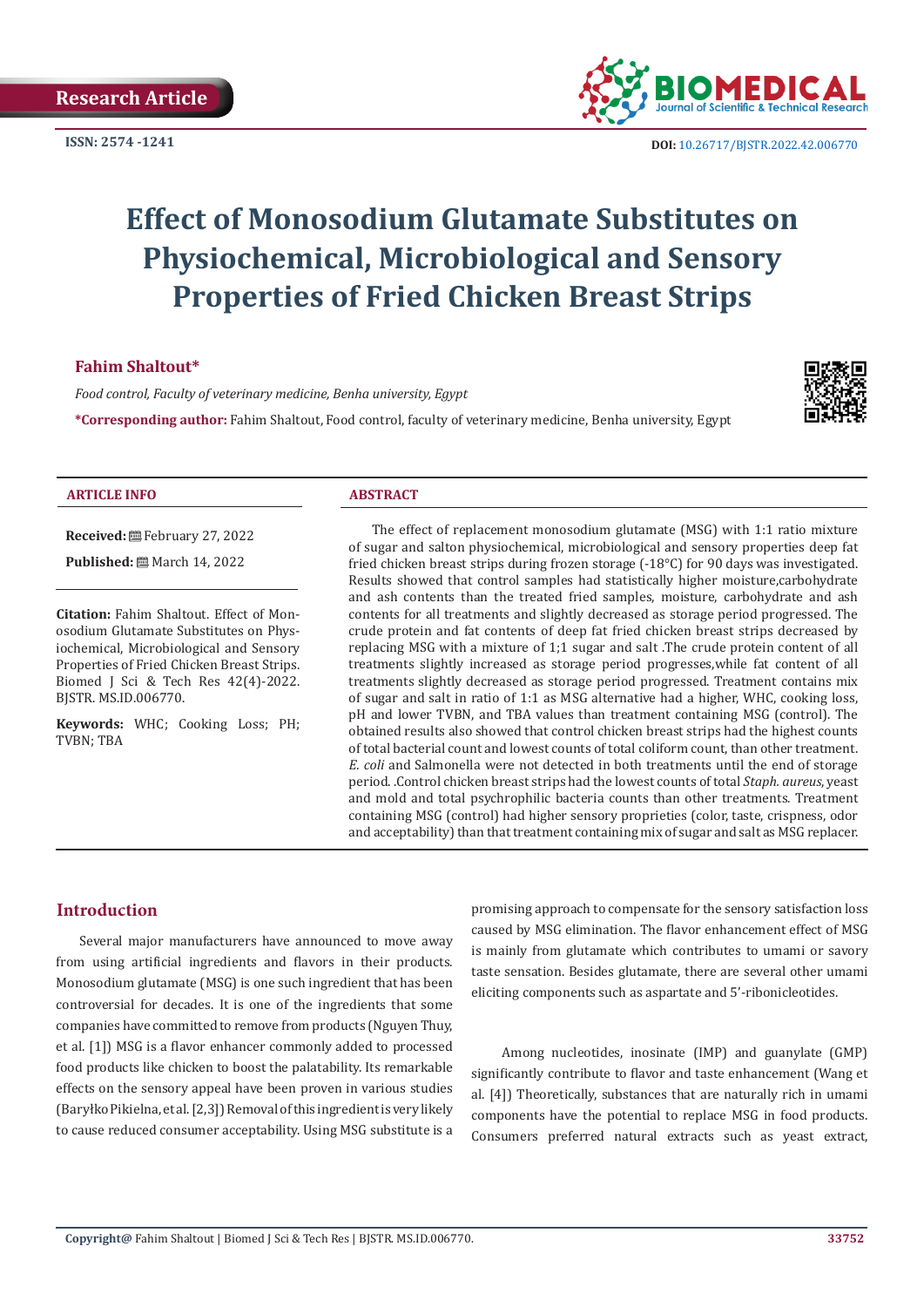Research Article

ISSN: 2574 -1241

DOI: 10.26717/BJSTR.2022.42.006770

# Effect of Monosodium Glutamate Substitutes on Physiochemical, Microbiological and Sensory Properties of Fried Chicken Breast Strips

**Fahim Shaltout***

*Food control, Faculty of veterinary medicine, Benha university, Egypt*

***Corresponding author:** Fahim Shaltout, Food control, faculty of veterinary medicine, Benha university, Egypt

### ARTICLE INFO

**Received:** February 27, 2022

**Published:** March 14, 2022

**Citation:** Fahim Shaltout. Effect of Monosodium Glutamate Substitutes on Physiochemical, Microbiological and Sensory Properties of Fried Chicken Breast Strips. Biomed J Sci & Tech Res 42(4)-2022. BJSTR. MS.ID.006770.

**Keywords:** WHC; Cooking Loss; PH; TVBN; TBA

### ABSTRACT

The effect of replacement monosodium glutamate (MSG) with 1:1 ratio mixture of sugar and salton physiochemical, microbiological and sensory properties deep fat fried chicken breast strips during frozen storage (-18°C) for 90 days was investigated. Results showed that control samples had statistically higher moisture,carbohydrate and ash contents than the treated fried samples, moisture, carbohydrate and ash contents for all treatments and slightly decreased as storage period progressed. The crude protein and fat contents of deep fat fried chicken breast strips decreased by replacing MSG with a mixture of 1;1 sugar and salt .The crude protein content of all treatments slightly increased as storage period progresses,while fat content of all treatments slightly decreased as storage period progressed. Treatment contains mix of sugar and salt in ratio of 1:1 as MSG alternative had a higher, WHC, cooking loss, pH and lower TVBN, and TBA values than treatment containing MSG (control). The obtained results also showed that control chicken breast strips had the highest counts of total bacterial count and lowest counts of total coliform count, than other treatment. *E. coli* and Salmonella were not detected in both treatments until the end of storage period. .Control chicken breast strips had the lowest counts of total *Staph. aureus*, yeast and mold and total psychrophilic bacteria counts than other treatments. Treatment containing MSG (control) had higher sensory proprieties (color, taste, crispness, odor and acceptability) than that treatment containing mix of sugar and salt as MSG replacer.

## Introduction

Several major manufacturers have announced to move away from using artificial ingredients and flavors in their products. Monosodium glutamate (MSG) is one such ingredient that has been controversial for decades. It is one of the ingredients that some companies have committed to remove from products (Nguyen Thuy, et al. [1]) MSG is a flavor enhancer commonly added to processed food products like chicken to boost the palatability. Its remarkable effects on the sensory appeal have been proven in various studies (Baryłko Pikielna, et al. [2,3]) Removal of this ingredient is very likely to cause reduced consumer acceptability. Using MSG substitute is a promising approach to compensate for the sensory satisfaction loss caused by MSG elimination. The flavor enhancement effect of MSG is mainly from glutamate which contributes to umami or savory taste sensation. Besides glutamate, there are several other umami eliciting components such as aspartate and 5'-ribonicleotides.

Among nucleotides, inosinate (IMP) and guanylate (GMP) significantly contribute to flavor and taste enhancement (Wang et al. [4]) Theoretically, substances that are naturally rich in umami components have the potential to replace MSG in food products. Consumers preferred natural extracts such as yeast extract,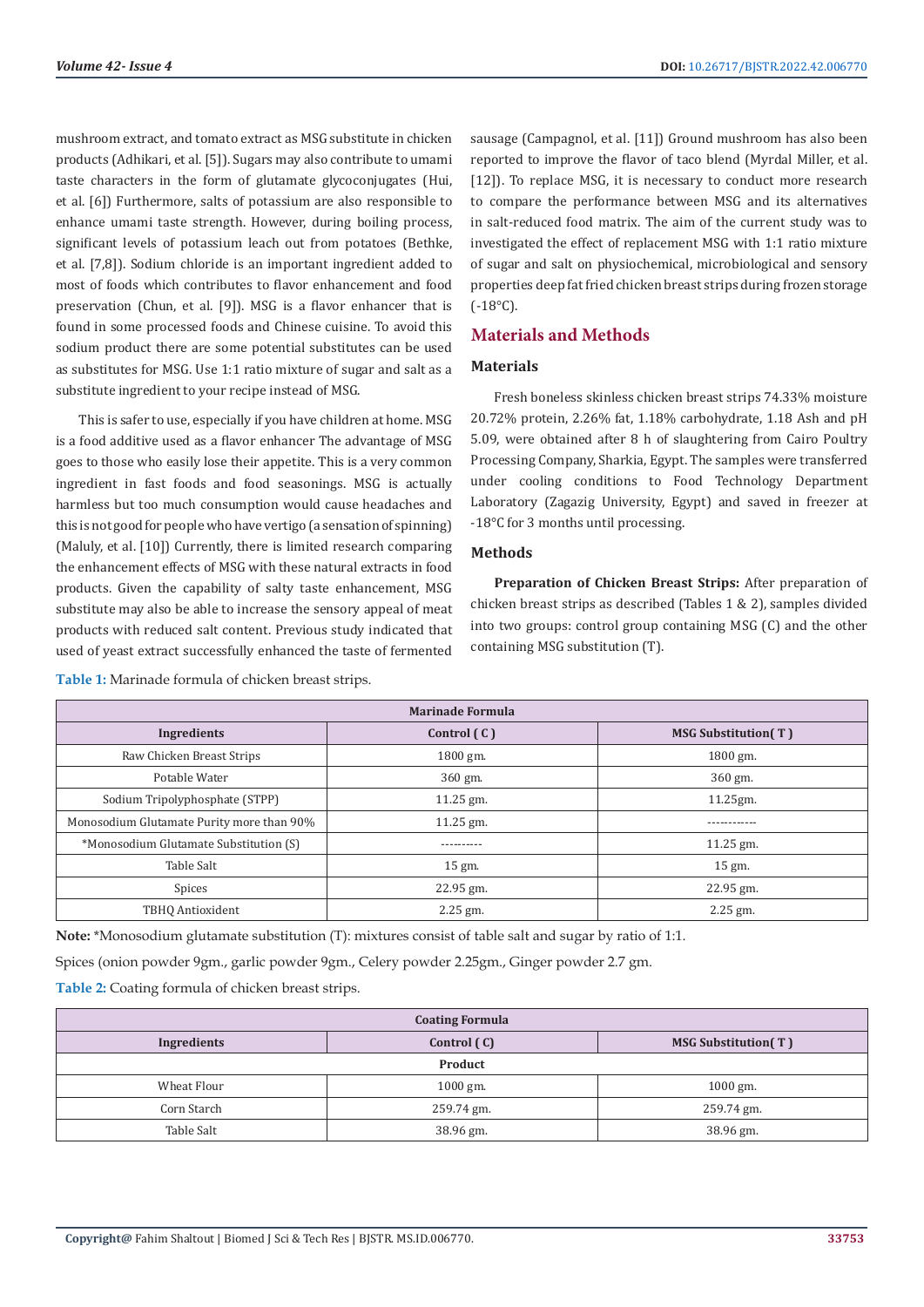mushroom extract, and tomato extract as MSG substitute in chicken products (Adhikari, et al. [5]). Sugars may also contribute to umami taste characters in the form of glutamate glycoconjugates (Hui, et al. [6]) Furthermore, salts of potassium are also responsible to enhance umami taste strength. However, during boiling process, significant levels of potassium leach out from potatoes (Bethke, et al. [7,8]). Sodium chloride is an important ingredient added to most of foods which contributes to flavor enhancement and food preservation (Chun, et al. [9]). MSG is a flavor enhancer that is found in some processed foods and Chinese cuisine. To avoid this sodium product there are some potential substitutes can be used as substitutes for MSG. Use 1:1 ratio mixture of sugar and salt as a substitute ingredient to your recipe instead of MSG.

This is safer to use, especially if you have children at home. MSG is a food additive used as a flavor enhancer The advantage of MSG goes to those who easily lose their appetite. This is a very common ingredient in fast foods and food seasonings. MSG is actually harmless but too much consumption would cause headaches and this is not good for people who have vertigo (a sensation of spinning) (Maluly, et al. [10]) Currently, there is limited research comparing the enhancement effects of MSG with these natural extracts in food products. Given the capability of salty taste enhancement, MSG substitute may also be able to increase the sensory appeal of meat products with reduced salt content. Previous study indicated that used of yeast extract successfully enhanced the taste of fermented sausage (Campagnol, et al. [11]) Ground mushroom has also been reported to improve the flavor of taco blend (Myrdal Miller, et al. [12]). To replace MSG, it is necessary to conduct more research to compare the performance between MSG and its alternatives in salt-reduced food matrix. The aim of the current study was to investigated the effect of replacement MSG with 1:1 ratio mixture of sugar and salt on physiochemical, microbiological and sensory properties deep fat fried chicken breast strips during frozen storage (-18°C).

## Materials and Methods

### Materials

Fresh boneless skinless chicken breast strips 74.33% moisture 20.72% protein, 2.26% fat, 1.18% carbohydrate, 1.18 Ash and pH 5.09, were obtained after 8 h of slaughtering from Cairo Poultry Processing Company, Sharkia, Egypt. The samples were transferred under cooling conditions to Food Technology Department Laboratory (Zagazig University, Egypt) and saved in freezer at -18°C for 3 months until processing.

### Methods

**Preparation of Chicken Breast Strips:** After preparation of chicken breast strips as described (Tables 1 & 2), samples divided into two groups: control group containing MSG (C) and the other containing MSG substitution (T).

**Table 1:** Marinade formula of chicken breast strips.

| Marinade Formula | | |
|---|---|---|
| **Ingredients** | **Control ( C )** | **MSG Substitution( T )** |
| Raw Chicken Breast Strips | 1800 gm. | 1800 gm. |
| Potable Water | 360 gm. | 360 gm. |
| Sodium Tripolyphosphate (STPP) | 11.25 gm. | 11.25gm. |
| Monosodium Glutamate Purity more than 90% | 11.25 gm. | ------------ |
| *Monosodium Glutamate Substitution (S) | ---------- | 11.25 gm. |
| Table Salt | 15 gm. | 15 gm. |
| Spices | 22.95 gm. | 22.95 gm. |
| TBHQ Antioxident | 2.25 gm. | 2.25 gm. |

**Note:** *Monosodium glutamate substitution (T): mixtures consist of table salt and sugar by ratio of 1:1.

Spices (onion powder 9gm., garlic powder 9gm., Celery powder 2.25gm., Ginger powder 2.7 gm.

**Table 2:** Coating formula of chicken breast strips.

| Coating Formula | | |
|---|---|---|
| **Ingredients** | **Control ( C)** | **MSG Substitution( T )** |
| **Product** | | |
| Wheat Flour | 1000 gm. | 1000 gm. |
| Corn Starch | 259.74 gm. | 259.74 gm. |
| Table Salt | 38.96 gm. | 38.96 gm. |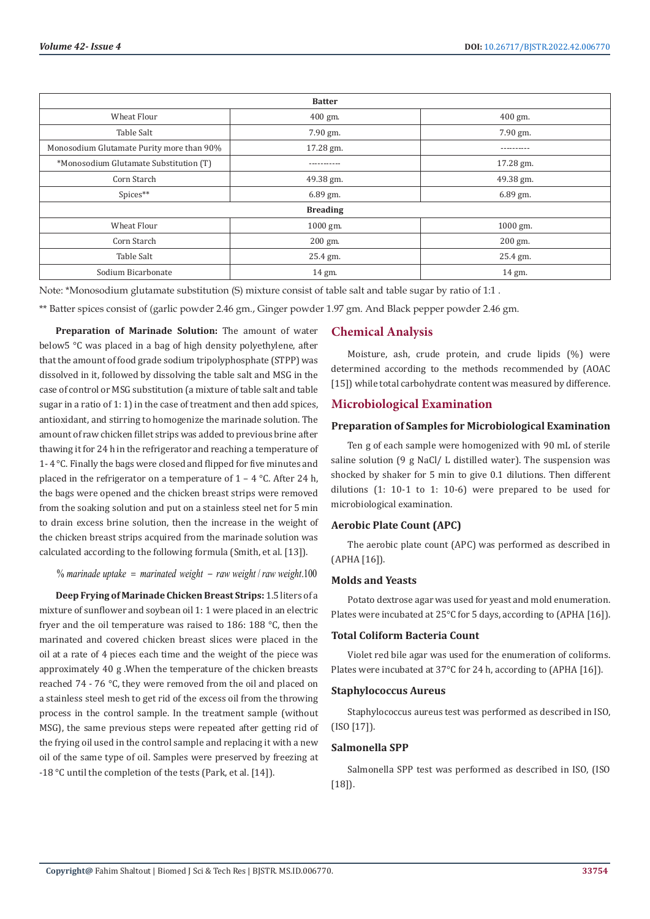| Batter | | |
|---|---|---|
| Wheat Flour | 400 gm. | 400 gm. |
| Table Salt | 7.90 gm. | 7.90 gm. |
| Monosodium Glutamate Purity more than 90% | 17.28 gm. | ---------- |
| *Monosodium Glutamate Substitution (T) | ----------- | 17.28 gm. |
| Corn Starch | 49.38 gm. | 49.38 gm. |
| Spices** | 6.89 gm. | 6.89 gm. |
| **Breading** | | |
| Wheat Flour | 1000 gm. | 1000 gm. |
| Corn Starch | 200 gm. | 200 gm. |
| Table Salt | 25.4 gm. | 25.4 gm. |
| Sodium Bicarbonate | 14 gm. | 14 gm. |

Note: *Monosodium glutamate substitution (S) mixture consist of table salt and table sugar by ratio of 1:1 .

** Batter spices consist of (garlic powder 2.46 gm., Ginger powder 1.97 gm. And Black pepper powder 2.46 gm.

**Preparation of Marinade Solution:** The amount of water below5 °C was placed in a bag of high density polyethylene, after that the amount of food grade sodium tripolyphosphate (STPP) was dissolved in it, followed by dissolving the table salt and MSG in the case of control or MSG substitution (a mixture of table salt and table sugar in a ratio of 1: 1) in the case of treatment and then add spices, antioxidant, and stirring to homogenize the marinade solution. The amount of raw chicken fillet strips was added to previous brine after thawing it for 24 h in the refrigerator and reaching a temperature of 1- 4 °C. Finally the bags were closed and flipped for five minutes and placed in the refrigerator on a temperature of 1 – 4 °C. After 24 h, the bags were opened and the chicken breast strips were removed from the soaking solution and put on a stainless steel net for 5 min to drain excess brine solution, then the increase in the weight of the chicken breast strips acquired from the marinade solution was calculated according to the following formula (Smith, et al. [13]).

$$\%\ marinade\ uptake\ =\ marinated\ weight\ -\ raw\ weight\ /\ raw\ weight.100$$

**Deep Frying of Marinade Chicken Breast Strips:** 1.5 liters of a mixture of sunflower and soybean oil 1: 1 were placed in an electric fryer and the oil temperature was raised to 186: 188 °C, then the marinated and covered chicken breast slices were placed in the oil at a rate of 4 pieces each time and the weight of the piece was approximately 40 g .When the temperature of the chicken breasts reached 74 - 76 °C, they were removed from the oil and placed on a stainless steel mesh to get rid of the excess oil from the throwing process in the control sample. In the treatment sample (without MSG), the same previous steps were repeated after getting rid of the frying oil used in the control sample and replacing it with a new oil of the same type of oil. Samples were preserved by freezing at -18 °C until the completion of the tests (Park, et al. [14]).

## Chemical Analysis

Moisture, ash, crude protein, and crude lipids (%) were determined according to the methods recommended by (AOAC [15]) while total carbohydrate content was measured by difference.

## Microbiological Examination

### Preparation of Samples for Microbiological Examination

Ten g of each sample were homogenized with 90 mL of sterile saline solution (9 g NaCl/ L distilled water). The suspension was shocked by shaker for 5 min to give 0.1 dilutions. Then different dilutions (1: 10-1 to 1: 10-6) were prepared to be used for microbiological examination.

### Aerobic Plate Count (APC)

The aerobic plate count (APC) was performed as described in (APHA [16]).

### Molds and Yeasts

Potato dextrose agar was used for yeast and mold enumeration. Plates were incubated at 25°C for 5 days, according to (APHA [16]).

### Total Coliform Bacteria Count

Violet red bile agar was used for the enumeration of coliforms. Plates were incubated at 37°C for 24 h, according to (APHA [16]).

### Staphylococcus Aureus

Staphylococcus aureus test was performed as described in ISO, (ISO [17]).

### Salmonella SPP

Salmonella SPP test was performed as described in ISO, (ISO [18]).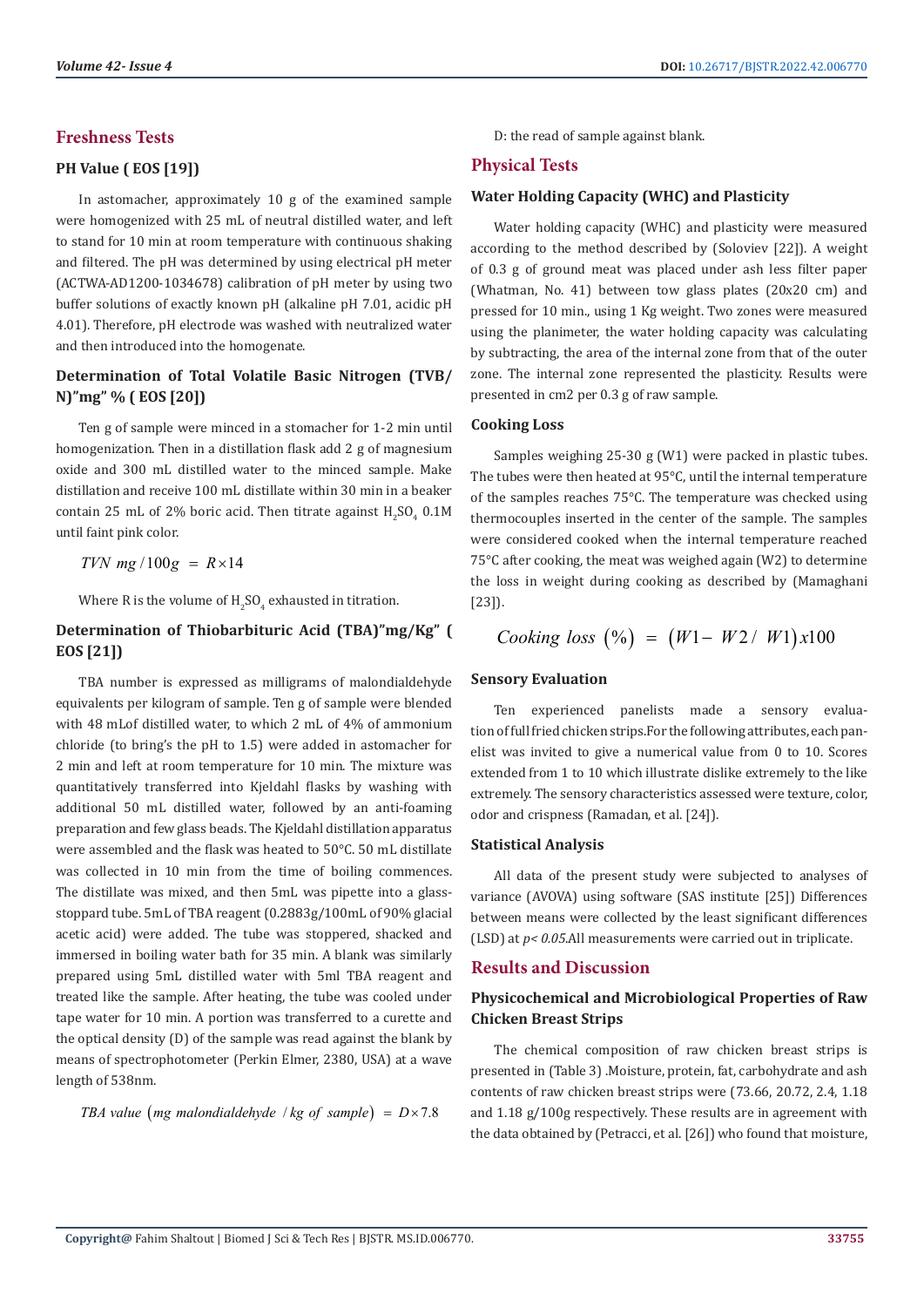## Freshness Tests

### PH Value ( EOS [19])

In astomacher, approximately 10 g of the examined sample were homogenized with 25 mL of neutral distilled water, and left to stand for 10 min at room temperature with continuous shaking and filtered. The pH was determined by using electrical pH meter (ACTWA-AD1200-1034678) calibration of pH meter by using two buffer solutions of exactly known pH (alkaline pH 7.01, acidic pH 4.01). Therefore, pH electrode was washed with neutralized water and then introduced into the homogenate.

### Determination of Total Volatile Basic Nitrogen (TVB/ N)"mg" % ( EOS [20])

Ten g of sample were minced in a stomacher for 1-2 min until homogenization. Then in a distillation flask add 2 g of magnesium oxide and 300 mL distilled water to the minced sample. Make distillation and receive 100 mL distillate within 30 min in a beaker contain 25 mL of 2% boric acid. Then titrate against $H_2SO_4$ 0.1M until faint pink color.

$$TVN\ mg/100g = R \times 14$$

Where R is the volume of $H_2SO_4$ exhausted in titration.

### Determination of Thiobarbituric Acid (TBA)"mg/Kg" ( EOS [21])

TBA number is expressed as milligrams of malondialdehyde equivalents per kilogram of sample. Ten g of sample were blended with 48 mLof distilled water, to which 2 mL of 4% of ammonium chloride (to bring's the pH to 1.5) were added in astomacher for 2 min and left at room temperature for 10 min. The mixture was quantitatively transferred into Kjeldahl flasks by washing with additional 50 mL distilled water, followed by an anti-foaming preparation and few glass beads. The Kjeldahl distillation apparatus were assembled and the flask was heated to 50°C. 50 mL distillate was collected in 10 min from the time of boiling commences. The distillate was mixed, and then 5mL was pipette into a glass-stoppard tube. 5mL of TBA reagent (0.2883g/100mL of 90% glacial acetic acid) were added. The tube was stoppered, shacked and immersed in boiling water bath for 35 min. A blank was similarly prepared using 5mL distilled water with 5ml TBA reagent and treated like the sample. After heating, the tube was cooled under tape water for 10 min. A portion was transferred to a curette and the optical density (D) of the sample was read against the blank by means of spectrophotometer (Perkin Elmer, 2380, USA) at a wave length of 538nm.

$$TBA\ value\ (mg\ malondialdehyde\ /kg\ of\ sample) = D \times 7.8$$

D: the read of sample against blank.

## Physical Tests

### Water Holding Capacity (WHC) and Plasticity

Water holding capacity (WHC) and plasticity were measured according to the method described by (Soloviev [22]). A weight of 0.3 g of ground meat was placed under ash less filter paper (Whatman, No. 41) between tow glass plates (20x20 cm) and pressed for 10 min., using 1 Kg weight. Two zones were measured using the planimeter, the water holding capacity was calculating by subtracting, the area of the internal zone from that of the outer zone. The internal zone represented the plasticity. Results were presented in cm2 per 0.3 g of raw sample.

### Cooking Loss

Samples weighing 25-30 g (W1) were packed in plastic tubes. The tubes were then heated at 95°C, until the internal temperature of the samples reaches 75°C. The temperature was checked using thermocouples inserted in the center of the sample. The samples were considered cooked when the internal temperature reached 75°C after cooking, the meat was weighed again (W2) to determine the loss in weight during cooking as described by (Mamaghani [23]).

$$Cooking\ loss\ (\%) = (W1 - W2/\ W1)x100$$

### Sensory Evaluation

Ten experienced panelists made a sensory evaluation of full fried chicken strips.For the following attributes, each panelist was invited to give a numerical value from 0 to 10. Scores extended from 1 to 10 which illustrate dislike extremely to the like extremely. The sensory characteristics assessed were texture, color, odor and crispness (Ramadan, et al. [24]).

### Statistical Analysis

All data of the present study were subjected to analyses of variance (AVOVA) using software (SAS institute [25]) Differences between means were collected by the least significant differences (LSD) at $p < 0.05$.All measurements were carried out in triplicate.

## Results and Discussion

### Physicochemical and Microbiological Properties of Raw Chicken Breast Strips

The chemical composition of raw chicken breast strips is presented in (Table 3) .Moisture, protein, fat, carbohydrate and ash contents of raw chicken breast strips were (73.66, 20.72, 2.4, 1.18 and 1.18 g/100g respectively. These results are in agreement with the data obtained by (Petracci, et al. [26]) who found that moisture,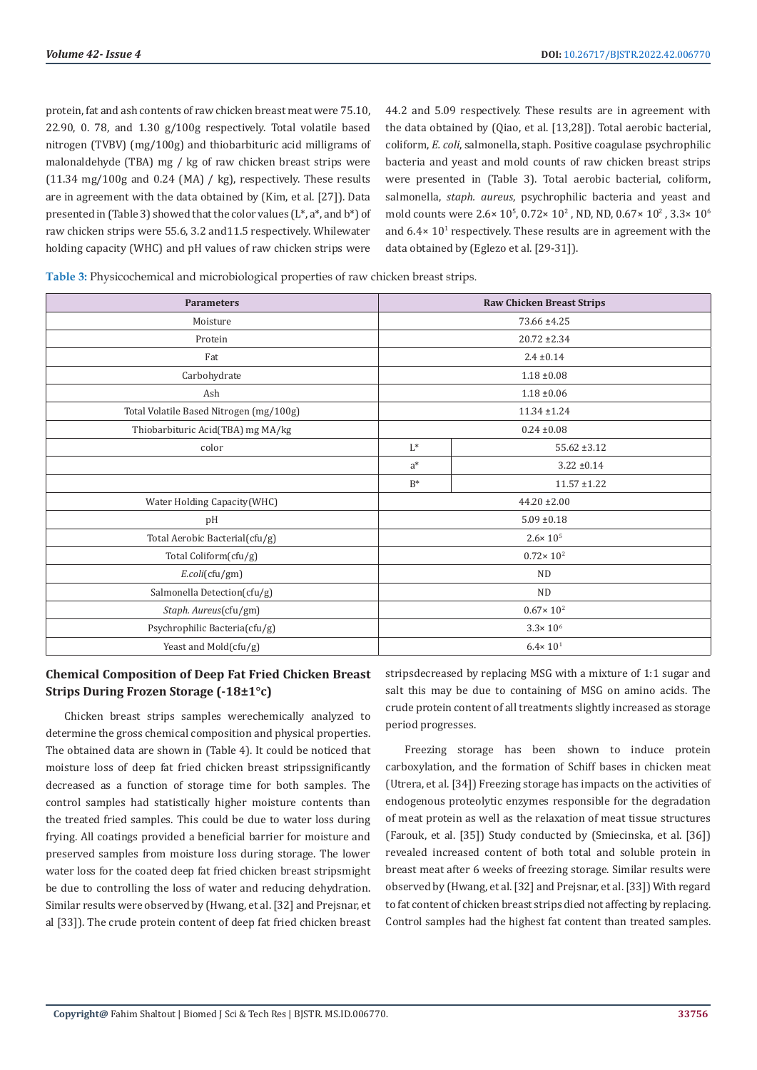protein, fat and ash contents of raw chicken breast meat were 75.10, 22.90, 0. 78, and 1.30 g/100g respectively. Total volatile based nitrogen (TVBV) (mg/100g) and thiobarbituric acid milligrams of malonaldehyde (TBA) mg / kg of raw chicken breast strips were (11.34 mg/100g and 0.24 (MA) / kg), respectively. These results are in agreement with the data obtained by (Kim, et al. [27]). Data presented in (Table 3) showed that the color values (L*, a*, and b*) of raw chicken strips were 55.6, 3.2 and11.5 respectively. Whilewater holding capacity (WHC) and pH values of raw chicken strips were 44.2 and 5.09 respectively. These results are in agreement with the data obtained by (Qiao, et al. [13,28]). Total aerobic bacterial, coliform, *E. coli*, salmonella, staph. Positive coagulase psychrophilic bacteria and yeast and mold counts of raw chicken breast strips were presented in (Table 3). Total aerobic bacterial, coliform, salmonella, *staph. aureus*, psychrophilic bacteria and yeast and mold counts were $2.6\times 10^5$, $0.72\times 10^2$ , ND, ND, $0.67\times 10^2$ , $3.3\times 10^6$ and $6.4\times 10^1$ respectively. These results are in agreement with the data obtained by (Eglezo et al. [29-31]).

**Table 3:** Physicochemical and microbiological properties of raw chicken breast strips.

| Parameters | Raw Chicken Breast Strips | |
|---|---|---|
| Moisture | 73.66 ±4.25 | |
| Protein | 20.72 ±2.34 | |
| Fat | 2.4 ±0.14 | |
| Carbohydrate | 1.18 ±0.08 | |
| Ash | 1.18 ±0.06 | |
| Total Volatile Based Nitrogen (mg/100g) | 11.34 ±1.24 | |
| Thiobarbituric Acid(TBA) mg MA/kg | 0.24 ±0.08 | |
| color | L* | 55.62 ±3.12 |
| | a* | 3.22 ±0.14 |
| | B* | 11.57 ±1.22 |
| Water Holding Capacity(WHC) | 44.20 ±2.00 | |
| pH | 5.09 ±0.18 | |
| Total Aerobic Bacterial(cfu/g) | $2.6\times 10^5$ | |
| Total Coliform(cfu/g) | $0.72\times 10^2$ | |
| *E.coli*(cfu/gm) | ND | |
| Salmonella Detection(cfu/g) | ND | |
| *Staph. Aureus*(cfu/gm) | $0.67\times 10^2$ | |
| Psychrophilic Bacteria(cfu/g) | $3.3\times 10^6$ | |
| Yeast and Mold(cfu/g) | $6.4\times 10^1$ | |

## Chemical Composition of Deep Fat Fried Chicken Breast Strips During Frozen Storage (-18±1°c)

Chicken breast strips samples werechemically analyzed to determine the gross chemical composition and physical properties. The obtained data are shown in (Table 4). It could be noticed that moisture loss of deep fat fried chicken breast stripssignificantly decreased as a function of storage time for both samples. The control samples had statistically higher moisture contents than the treated fried samples. This could be due to water loss during frying. All coatings provided a beneficial barrier for moisture and preserved samples from moisture loss during storage. The lower water loss for the coated deep fat fried chicken breast stripsmight be due to controlling the loss of water and reducing dehydration. Similar results were observed by (Hwang, et al. [32] and Prejsnar, et al [33]). The crude protein content of deep fat fried chicken breast stripsdecreased by replacing MSG with a mixture of 1:1 sugar and salt this may be due to containing of MSG on amino acids. The crude protein content of all treatments slightly increased as storage period progresses.

Freezing storage has been shown to induce protein carboxylation, and the formation of Schiff bases in chicken meat (Utrera, et al. [34]) Freezing storage has impacts on the activities of endogenous proteolytic enzymes responsible for the degradation of meat protein as well as the relaxation of meat tissue structures (Farouk, et al. [35]) Study conducted by (Smiecinska, et al. [36]) revealed increased content of both total and soluble protein in breast meat after 6 weeks of freezing storage. Similar results were observed by (Hwang, et al. [32] and Prejsnar, et al. [33]) With regard to fat content of chicken breast strips died not affecting by replacing. Control samples had the highest fat content than treated samples.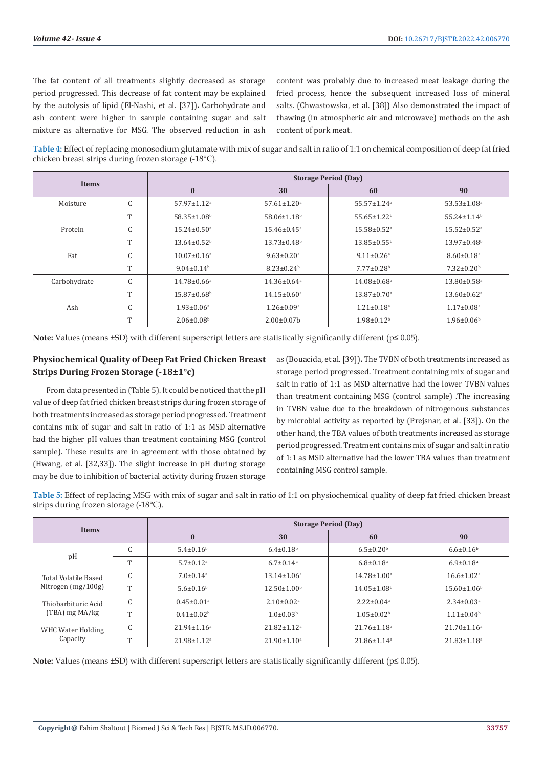The fat content of all treatments slightly decreased as storage period progressed. This decrease of fat content may be explained by the autolysis of lipid (El-Nashi, et al. [37]). Carbohydrate and ash content were higher in sample containing sugar and salt mixture as alternative for MSG. The observed reduction in ash content was probably due to increased meat leakage during the fried process, hence the subsequent increased loss of mineral salts. (Chwastowska, et al. [38]) Also demonstrated the impact of thawing (in atmospheric air and microwave) methods on the ash content of pork meat.

**Table 4:** Effect of replacing monosodium glutamate with mix of sugar and salt in ratio of 1:1 on chemical composition of deep fat fried chicken breast strips during frozen storage (-18°C).

| Items | | Storage Period (Day) | | | |
|---|---|---|---|---|---|
| | | 0 | 30 | 60 | 90 |
| Moisture | C | 57.97±1.12$^a$ | 57.61±1.20$^a$ | 55.57±1.24$^a$ | 53.53±1.08$^a$ |
| | T | 58.35±1.08$^b$ | 58.06±1.18$^b$ | 55.65±1.22$^b$ | 55.24±1.14$^b$ |
| Protein | C | 15.24±0.50$^a$ | 15.46±0.45$^a$ | 15.58±0.52$^a$ | 15.52±0.52$^a$ |
| | T | 13.64±0.52$^b$ | 13.73±0.48$^b$ | 13.85±0.55$^b$ | 13.97±0.48$^b$ |
| Fat | C | 10.07±0.16$^a$ | 9.63±0.20$^a$ | 9.11±0.26$^a$ | 8.60±0.18$^a$ |
| | T | 9.04±0.14$^b$ | 8.23±0.24$^b$ | 7.77±0.28$^b$ | 7.32±0.20$^b$ |
| Carbohydrate | C | 14.78±0.66$^a$ | 14.36±0.64$^a$ | 14.08±0.68$^a$ | 13.80±0.58$^a$ |
| | T | 15.87±0.68$^b$ | 14.15±0.60$^a$ | 13.87±0.70$^a$ | 13.60±0.62$^a$ |
| Ash | C | 1.93±0.06$^a$ | 1.26±0.09$^a$ | 1.21±0.18$^a$ | 1.17±0.08$^a$ |
| | T | 2.06±0.08$^b$ | 2.00±0.07b | 1.98±0.12$^b$ | 1.96±0.06$^b$ |

**Note:** Values (means ±SD) with different superscript letters are statistically significantly different ($p \leq 0.05$).

## Physiochemical Quality of Deep Fat Fried Chicken Breast Strips During Frozen Storage (-18±1°c)

From data presented in (Table 5). It could be noticed that the pH value of deep fat fried chicken breast strips during frozen storage of both treatments increased as storage period progressed. Treatment contains mix of sugar and salt in ratio of 1:1 as MSD alternative had the higher pH values than treatment containing MSG (control sample). These results are in agreement with those obtained by (Hwang, et al. [32,33]). The slight increase in pH during storage may be due to inhibition of bacterial activity during frozen storage as (Bouacida, et al. [39]). The TVBN of both treatments increased as storage period progressed. Treatment containing mix of sugar and salt in ratio of 1:1 as MSD alternative had the lower TVBN values than treatment containing MSG (control sample) .The increasing in TVBN value due to the breakdown of nitrogenous substances by microbial activity as reported by (Prejsnar, et al. [33]). On the other hand, the TBA values of both treatments increased as storage period progressed. Treatment contains mix of sugar and salt in ratio of 1:1 as MSD alternative had the lower TBA values than treatment containing MSG control sample.

**Table 5:** Effect of replacing MSG with mix of sugar and salt in ratio of 1:1 on physiochemical quality of deep fat fried chicken breast strips during frozen storage (-18°C).

| Items | | Storage Period (Day) | | | |
|---|---|---|---|---|---|
| | | 0 | 30 | 60 | 90 |
| pH | C | 5.4±0.16$^b$ | 6.4±0.18$^b$ | 6.5±0.20$^b$ | 6.6±0.16$^b$ |
| | T | 5.7±0.12$^a$ | 6.7±0.14$^a$ | 6.8±0.18$^a$ | 6.9±0.18$^a$ |
| Total Volatile Based Nitrogen (mg/100g) | C | 7.0±0.14$^a$ | 13.14±1.06$^a$ | 14.78±1.00$^a$ | 16.6±1.02$^a$ |
| | T | 5.6±0.16$^b$ | 12.50±1.00$^b$ | 14.05±1.08$^b$ | 15.60±1.06$^b$ |
| Thiobarbituric Acid (TBA) mg MA/kg | C | 0.45±0.01$^a$ | 2.10±0.02$^a$ | 2.22±0.04$^a$ | 2.34±0.03$^a$ |
| | T | 0.41±0.02$^b$ | 1.0±0.03$^b$ | 1.05±0.02$^b$ | 1.11±0.04$^b$ |
| WHC Water Holding Capacity | C | 21.94±1.16$^a$ | 21.82±1.12$^a$ | 21.76±1.18$^a$ | 21.70±1.16$^a$ |
| | T | 21.98±1.12$^a$ | 21.90±1.10$^a$ | 21.86±1.14$^a$ | 21.83±1.18$^a$ |

**Note:** Values (means ±SD) with different superscript letters are statistically significantly different ($p \leq 0.05$).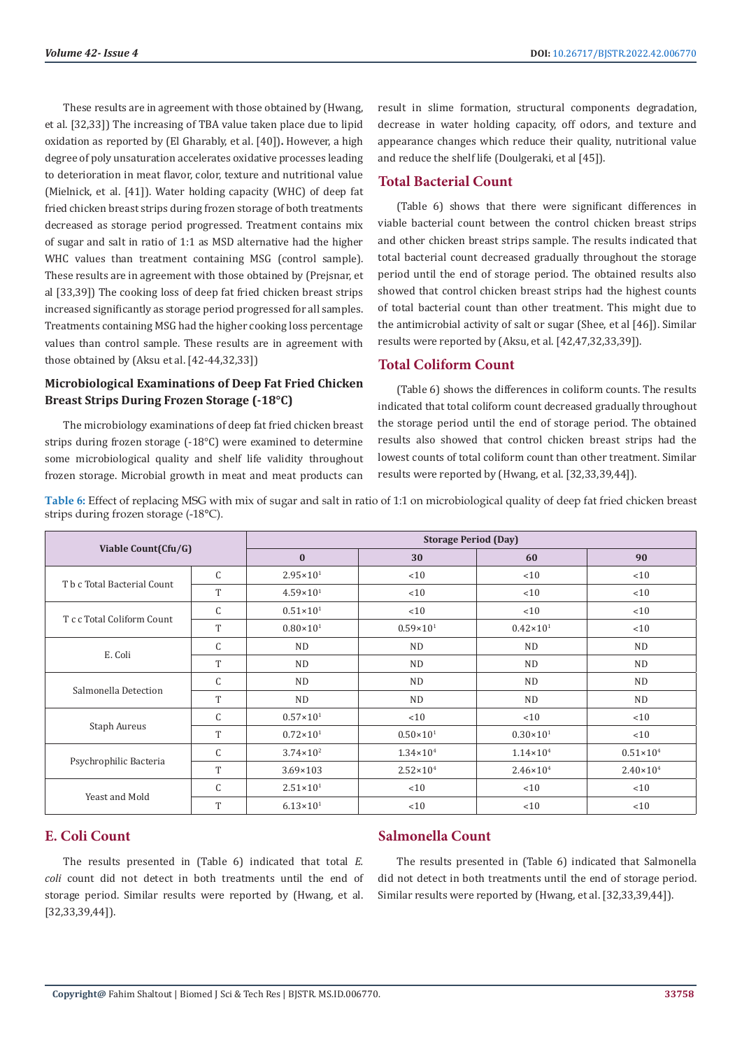These results are in agreement with those obtained by (Hwang, et al. [32,33]) The increasing of TBA value taken place due to lipid oxidation as reported by (El Gharably, et al. [40]). However, a high degree of poly unsaturation accelerates oxidative processes leading to deterioration in meat flavor, color, texture and nutritional value (Mielnick, et al. [41]). Water holding capacity (WHC) of deep fat fried chicken breast strips during frozen storage of both treatments decreased as storage period progressed. Treatment contains mix of sugar and salt in ratio of 1:1 as MSD alternative had the higher WHC values than treatment containing MSG (control sample). These results are in agreement with those obtained by (Prejsnar, et al [33,39]) The cooking loss of deep fat fried chicken breast strips increased significantly as storage period progressed for all samples. Treatments containing MSG had the higher cooking loss percentage values than control sample. These results are in agreement with those obtained by (Aksu et al. [42-44,32,33])

### Microbiological Examinations of Deep Fat Fried Chicken Breast Strips During Frozen Storage (-18°C)

The microbiology examinations of deep fat fried chicken breast strips during frozen storage (-18°C) were examined to determine some microbiological quality and shelf life validity throughout frozen storage. Microbial growth in meat and meat products can result in slime formation, structural components degradation, decrease in water holding capacity, off odors, and texture and appearance changes which reduce their quality, nutritional value and reduce the shelf life (Doulgeraki, et al [45]).

## Total Bacterial Count

(Table 6) shows that there were significant differences in viable bacterial count between the control chicken breast strips and other chicken breast strips sample. The results indicated that total bacterial count decreased gradually throughout the storage period until the end of storage period. The obtained results also showed that control chicken breast strips had the highest counts of total bacterial count than other treatment. This might due to the antimicrobial activity of salt or sugar (Shee, et al [46]). Similar results were reported by (Aksu, et al. [42,47,32,33,39]).

## Total Coliform Count

(Table 6) shows the differences in coliform counts. The results indicated that total coliform count decreased gradually throughout the storage period until the end of storage period. The obtained results also showed that control chicken breast strips had the lowest counts of total coliform count than other treatment. Similar results were reported by (Hwang, et al. [32,33,39,44]).

**Table 6:** Effect of replacing MSG with mix of sugar and salt in ratio of 1:1 on microbiological quality of deep fat fried chicken breast strips during frozen storage (-18°C).

| Viable Count(Cfu/G) | | Storage Period (Day) | | | |
|---|---|---|---|---|---|
| | | 0 | 30 | 60 | 90 |
| T b c Total Bacterial Count | C | $2.95\times10^{1}$ | <10 | <10 | <10 |
| | T | $4.59\times10^{1}$ | <10 | <10 | <10 |
| T c c Total Coliform Count | C | $0.51\times10^{1}$ | <10 | <10 | <10 |
| | T | $0.80\times10^{1}$ | $0.59\times10^{1}$ | $0.42\times10^{1}$ | <10 |
| E. Coli | C | ND | ND | ND | ND |
| | T | ND | ND | ND | ND |
| Salmonella Detection | C | ND | ND | ND | ND |
| | T | ND | ND | ND | ND |
| Staph Aureus | C | $0.57\times10^{1}$ | <10 | <10 | <10 |
| | T | $0.72\times10^{1}$ | $0.50\times10^{1}$ | $0.30\times10^{1}$ | <10 |
| Psychrophilic Bacteria | C | $3.74\times10^{2}$ | $1.34\times10^{4}$ | $1.14\times10^{4}$ | $0.51\times10^{4}$ |
| | T | 3.69×103 | $2.52\times10^{4}$ | $2.46\times10^{4}$ | $2.40\times10^{4}$ |
| Yeast and Mold | C | $2.51\times10^{1}$ | <10 | <10 | <10 |
| | T | $6.13\times10^{1}$ | <10 | <10 | <10 |

## E. Coli Count

The results presented in (Table 6) indicated that total *E. coli* count did not detect in both treatments until the end of storage period. Similar results were reported by (Hwang, et al. [32,33,39,44]).

## Salmonella Count

The results presented in (Table 6) indicated that Salmonella did not detect in both treatments until the end of storage period. Similar results were reported by (Hwang, et al. [32,33,39,44]).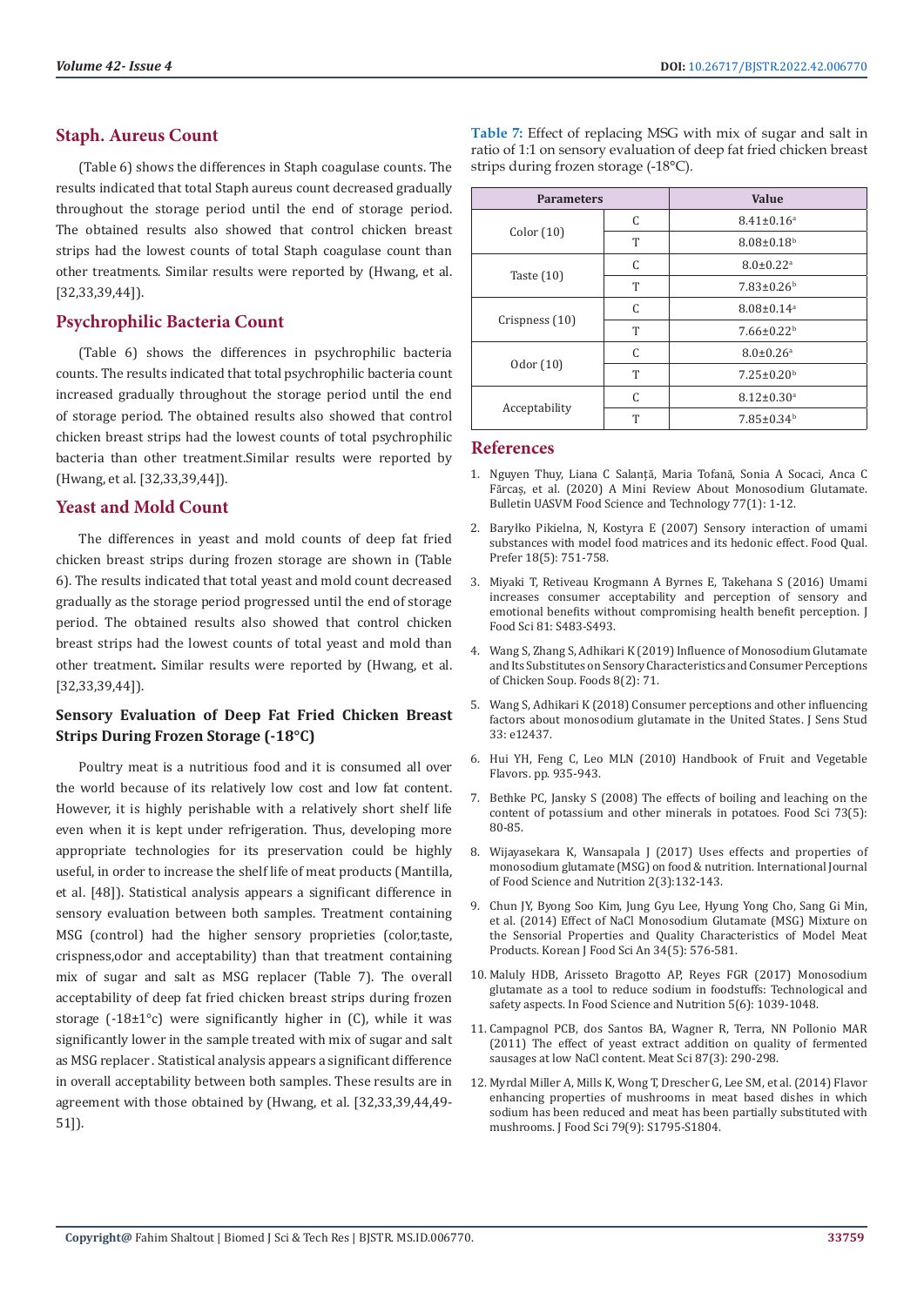## Staph. Aureus Count

(Table 6) shows the differences in Staph coagulase counts. The results indicated that total Staph aureus count decreased gradually throughout the storage period until the end of storage period. The obtained results also showed that control chicken breast strips had the lowest counts of total Staph coagulase count than other treatments. Similar results were reported by (Hwang, et al. [32,33,39,44]).

## Psychrophilic Bacteria Count

(Table 6) shows the differences in psychrophilic bacteria counts. The results indicated that total psychrophilic bacteria count increased gradually throughout the storage period until the end of storage period. The obtained results also showed that control chicken breast strips had the lowest counts of total psychrophilic bacteria than other treatment.Similar results were reported by (Hwang, et al. [32,33,39,44]).

## Yeast and Mold Count

The differences in yeast and mold counts of deep fat fried chicken breast strips during frozen storage are shown in (Table 6). The results indicated that total yeast and mold count decreased gradually as the storage period progressed until the end of storage period. The obtained results also showed that control chicken breast strips had the lowest counts of total yeast and mold than other treatment**.** Similar results were reported by (Hwang, et al. [32,33,39,44]).

### Sensory Evaluation of Deep Fat Fried Chicken Breast Strips During Frozen Storage (-18°C)

Poultry meat is a nutritious food and it is consumed all over the world because of its relatively low cost and low fat content. However, it is highly perishable with a relatively short shelf life even when it is kept under refrigeration. Thus, developing more appropriate technologies for its preservation could be highly useful, in order to increase the shelf life of meat products (Mantilla, et al. [48]). Statistical analysis appears a significant difference in sensory evaluation between both samples. Treatment containing MSG (control) had the higher sensory proprieties (color,taste, crispness,odor and acceptability) than that treatment containing mix of sugar and salt as MSG replacer (Table 7). The overall acceptability of deep fat fried chicken breast strips during frozen storage (-18±1°c) were significantly higher in (C), while it was significantly lower in the sample treated with mix of sugar and salt as MSG replacer . Statistical analysis appears a significant difference in overall acceptability between both samples. These results are in agreement with those obtained by (Hwang, et al. [32,33,39,44,49-51]).

**Table 7:** Effect of replacing MSG with mix of sugar and salt in ratio of 1:1 on sensory evaluation of deep fat fried chicken breast strips during frozen storage (-18°C).

| Parameters | | Value |
|---|---|---|
| Color (10) | C | $8.41 \pm 0.16^{a}$ |
| | T | $8.08 \pm 0.18^{b}$ |
| Taste (10) | C | $8.0 \pm 0.22^{a}$ |
| | T | $7.83 \pm 0.26^{b}$ |
| Crispness (10) | C | $8.08 \pm 0.14^{a}$ |
| | T | $7.66 \pm 0.22^{b}$ |
| Odor (10) | C | $8.0 \pm 0.26^{a}$ |
| | T | $7.25 \pm 0.20^{b}$ |
| Acceptability | C | $8.12 \pm 0.30^{a}$ |
| | T | $7.85 \pm 0.34^{b}$ |

## References

1. Nguyen Thuy, Liana C Salanță, Maria Tofană, Sonia A Socaci, Anca C Fărcaș, et al. (2020) A Mini Review About Monosodium Glutamate. Bulletin UASVM Food Science and Technology 77(1): 1-12.
2. Baryłko Pikielna, N, Kostyra E (2007) Sensory interaction of umami substances with model food matrices and its hedonic effect. Food Qual. Prefer 18(5): 751-758.
3. Miyaki T, Retiveau Krogmann A Byrnes E, Takehana S (2016) Umami increases consumer acceptability and perception of sensory and emotional benefits without compromising health benefit perception. J Food Sci 81: S483-S493.
4. Wang S, Zhang S, Adhikari K (2019) Influence of Monosodium Glutamate and Its Substitutes on Sensory Characteristics and Consumer Perceptions of Chicken Soup. Foods 8(2): 71.
5. Wang S, Adhikari K (2018) Consumer perceptions and other influencing factors about monosodium glutamate in the United States. J Sens Stud 33: e12437.
6. Hui YH, Feng C, Leo MLN (2010) Handbook of Fruit and Vegetable Flavors. pp. 935-943.
7. Bethke PC, Jansky S (2008) The effects of boiling and leaching on the content of potassium and other minerals in potatoes. Food Sci 73(5): 80-85.
8. Wijayasekara K, Wansapala J (2017) Uses effects and properties of monosodium glutamate (MSG) on food & nutrition. International Journal of Food Science and Nutrition 2(3):132-143.
9. Chun JY, Byong Soo Kim, Jung Gyu Lee, Hyung Yong Cho, Sang Gi Min, et al. (2014) Effect of NaCl Monosodium Glutamate (MSG) Mixture on the Sensorial Properties and Quality Characteristics of Model Meat Products. Korean J Food Sci An 34(5): 576-581.
10. Maluly HDB, Arisseto Bragotto AP, Reyes FGR (2017) Monosodium glutamate as a tool to reduce sodium in foodstuffs: Technological and safety aspects. In Food Science and Nutrition 5(6): 1039-1048.
11. Campagnol PCB, dos Santos BA, Wagner R, Terra, NN Pollonio MAR (2011) The effect of yeast extract addition on quality of fermented sausages at low NaCl content. Meat Sci 87(3): 290-298.
12. Myrdal Miller A, Mills K, Wong T, Drescher G, Lee SM, et al. (2014) Flavor enhancing properties of mushrooms in meat based dishes in which sodium has been reduced and meat has been partially substituted with mushrooms. J Food Sci 79(9): S1795-S1804.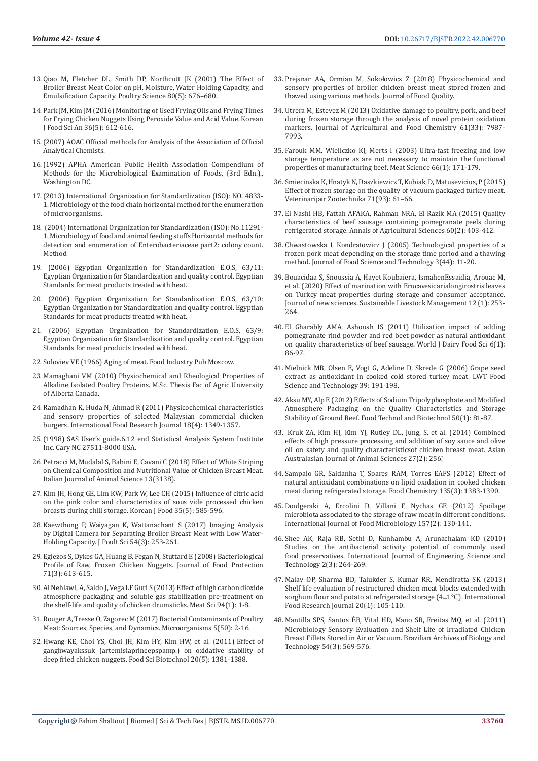13. Qiao M, Fletcher DL, Smith DP, Northcutt JK (2001) The Effect of Broiler Breast Meat Color on pH, Moisture, Water Holding Capacity, and Emulsification Capacity. Poultry Science 80(5): 676–680.
14. Park JM, Kim JM (2016) Monitoring of Used Frying Oils and Frying Times for Frying Chicken Nuggets Using Peroxide Value and Acid Value. Korean J Food Sci An 36(5): 612-616.
15. (2007) AOAC Official methods for Analysis of the Association of Official Analytical Chemists.
16. (1992) APHA American Public Health Association Compendium of Methods for the Microbiological Examination of Foods, (3rd Edn.)., Washington DC.
17. (2013) International Organization for Standardization (ISO): NO. 4833-1. Microbiology of the food chain horizontal method for the enumeration of microorganisms.
18. (2004) International Organization for Standardization (ISO): No.11291-1. Microbiology of food and animal feeding stuffs Horizontal methods for detection and enumeration of Enterobacteriaceae part2: colony count. Method
19. (2006) Egyptian Organization for Standardization E.O.S, 63/11: Egyptian Organization for Standardization and quality control. Egyptian Standards for meat products treated with heat.
20. (2006) Egyptian Organization for Standardization E.O.S, 63/10: Egyptian Organization for Standardization and quality control. Egyptian Standards for meat products treated with heat.
21. (2006) Egyptian Organization for Standardization E.O.S, 63/9: Egyptian Organization for Standardization and quality control. Egyptian Standards for meat products treated with heat.
22. Soloviev VE (1966) Aging of meat. Food Industry Pub Moscow.
23. Mamaghani VM (2010) Physiochemical and Rheological Properties of Alkaline Isolated Poultry Proteins. M.Sc. Thesis Fac of Agric University of Alberta Canada.
24. Ramadhan K, Huda N, Ahmad R (2011) Physicochemical characteristics and sensory properties of selected Malaysian commercial chicken burgers. International Food Research Journal 18(4): 1349-1357.
25. (1998) SAS User's guide.6.12 end Statistical Analysis System Institute Inc. Cary NC 27511-8000 USA.
26. Petracci M, Mudalal S, Babini E, Cavani C (2018) Effect of White Striping on Chemical Composition and Nutritional Value of Chicken Breast Meat. Italian Journal of Animal Science 13(3138).
27. Kim JH, Hong GE, Lim KW, Park W, Lee CH (2015) Influence of citric acid on the pink color and characteristics of sous vide processed chicken breasts during chill storage. Korean J Food 35(5): 585-596.
28. Kaewthong P, Waiyagan K, Wattanachant S (2017) Imaging Analysis by Digital Camera for Separating Broiler Breast Meat with Low Water-Holding Capacity. J Poult Sci 54(3): 253-261.
29. Eglezos S, Dykes GA, Huang B, Fegan N, Stuttard E (2008) Bacteriological Profile of Raw, Frozen Chicken Nuggets. Journal of Food Protection 71(3): 613-615.
30. Al Nehlawi, A, Saldo J, Vega LF Guri S (2013) Effect of high carbon dioxide atmosphere packaging and soluble gas stabilization pre-treatment on the shelf-life and quality of chicken drumsticks. Meat Sci 94(1): 1-8.
31. Rouger A, Tresse O, Zagorec M (2017) Bacterial Contaminants of Poultry Meat: Sources, Species, and Dynamics. Microorganisms 5(50): 2-16.
32. Hwang KE, Choi YS, Choi JH, Kim HY, Kim HW, et al. (2011) Effect of ganghwayakssuk (artemisiaprincepspamp.) on oxidative stability of deep fried chicken nuggets. Food Sci Biotechnol 20(5): 1381-1388.
33. Prejsnar AA, Ormian M, Sokołowicz Z (2018) Physicochemical and sensory properties of broiler chicken breast meat stored frozen and thawed using various methods. Journal of Food Quality.
34. Utrera M, Estevez M (2013) Oxidative damage to poultry, pork, and beef during frozen storage through the analysis of novel protein oxidation markers. Journal of Agricultural and Food Chemistry 61(33): 7987-7993.
35. Farouk MM, Wieliczko KJ, Merts I (2003) Ultra-fast freezing and low storage temperature as are not necessary to maintain the functional properties of manufacturing beef. Meat Science 66(1): 171-179.
36. Smiecinska K, Hnatyk N, Daszkiewicz T, Kubiak, D, Matusevicius, P (2015) Effect of frozen storage on the quality of vacuum packaged turkey meat. Veterinarijair Zootechnika 71(93): 61–66.
37. El Nashi HB, Fattah AFAKA, Rahman NRA, El Razik MA (2015) Quality characteristics of beef sausage containing pomegranate peels during refrigerated storage. Annals of Agricultural Sciences 60(2): 403-412.
38. Chwastowska I, Kondratowicz J (2005) Technological properties of a frozen pork meat depending on the storage time period and a thawing method. Journal of Food Science and Technology 3(44): 11-20.
39. Bouacidaa S, Snoussia A, Hayet Koubaiera, IsmahenEssaidia, Arouac M, et al. (2020) Effect of marination with Erucavesicarialongirostris leaves on Turkey meat properties during storage and consumer acceptance. Journal of new sciences. Sustainable Livestock Management 12 (1): 253-264.
40. El Gharably AMA, Ashoush IS (2011) Utilization impact of adding pomegranate rind powder and red beet powder as natural antioxidant on quality characteristics of beef sausage. World J Dairy Food Sci 6(1): 86-97.
41. Mielnick MB, Olsen E, Vogt G, Adeline D, Skrede G (2006) Grape seed extract as antioxidant in cooked cold stored turkey meat. LWT Food Science and Technology 39: 191-198.
42. Aksu MY, Alp E (2012) Effects of Sodium Tripolyphosphate and Modified Atmosphere Packaging on the Quality Characteristics and Storage Stability of Ground Beef. Food Technol and Biotechnol 50(1): 81-87.
43. Kruk ZA, Kim HJ, Kim YJ, Rutley DL, Jung, S, et al. (2014) Combined effects of high pressure processing and addition of soy sauce and olive oil on safety and quality characteristicsof chicken breast meat. Asian Australasian Journal of Animal Sciences 27(2): 256.
44. Sampaio GR, Saldanha T, Soares RAM, Torres EAFS (2012) Effect of natural antioxidant combinations on lipid oxidation in cooked chicken meat during refrigerated storage. Food Chemistry 135(3): 1383-1390.
45. Doulgeraki A, Ercolini D, Villani F, Nychas GE (2012) Spoilage microbiota associated to the storage of raw meat in different conditions. International Journal of Food Microbiology 157(2): 130-141.
46. Shee AK, Raja RB, Sethi D, Kunhambu A, Arunachalam KD (2010) Studies on the antibacterial activity potential of commonly used food preservatives. International Journal of Engineering Science and Technology 2(3): 264-269.
47. Malay OP, Sharma BD, Talukder S, Kumar RR, Mendiratta SK (2013) Shelf life evaluation of restructured chicken meat blocks extended with sorghum flour and potato at refrigerated storage (4±1°C). International Food Research Journal 20(1): 105-110.
48. Mantilla SPS, Santos ÉB, Vital HD, Mano SB, Freitas MQ, et al. (2011) Microbiology Sensory Evaluation and Shelf Life of Irradiated Chicken Breast Fillets Stored in Air or Vacuum. Brazilian Archives of Biology and Technology 54(3): 569-576.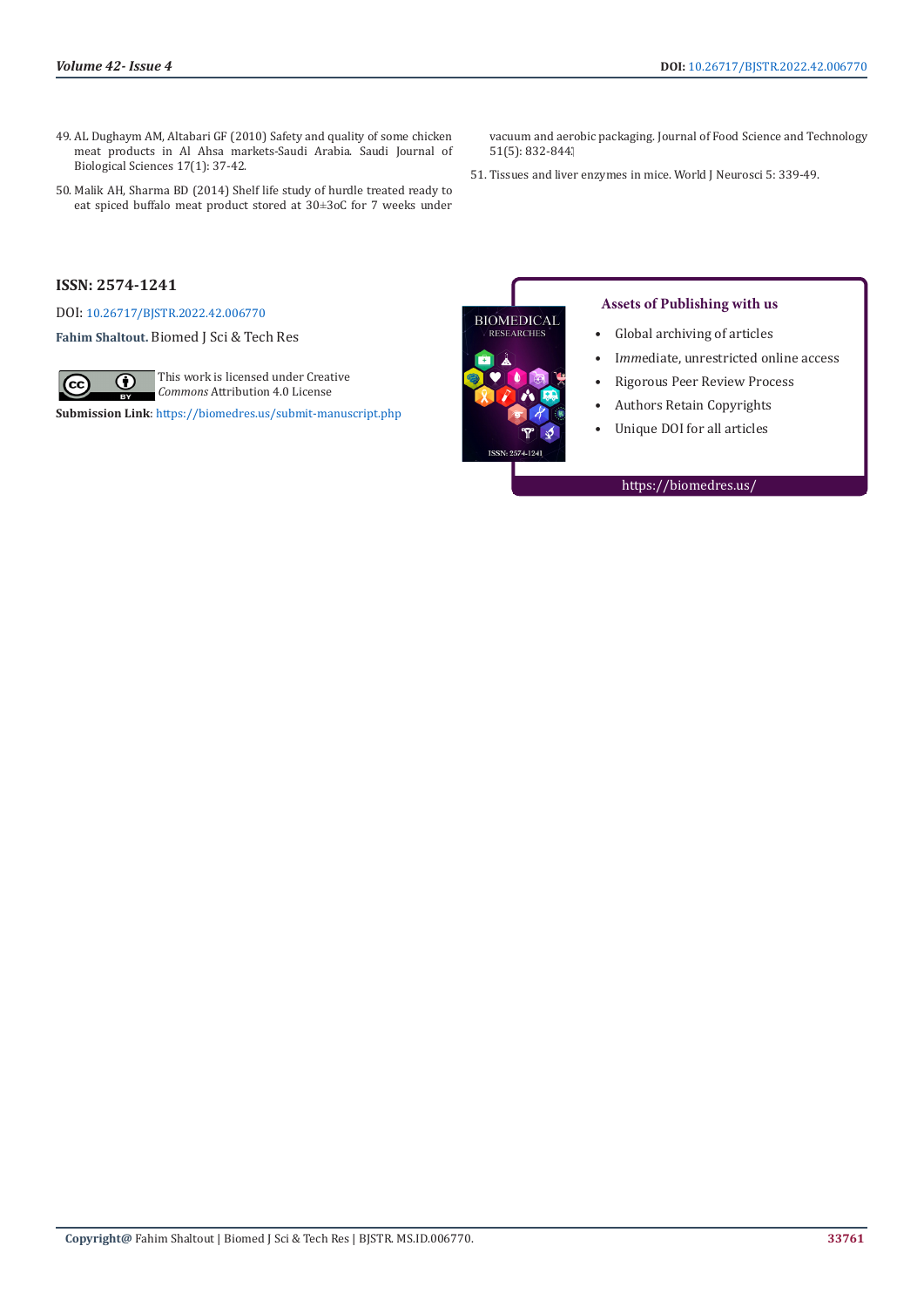49. AL Dughaym AM, Altabari GF (2010) Safety and quality of some chicken meat products in Al Ahsa markets-Saudi Arabia. Saudi Journal of Biological Sciences 17(1): 37-42.

50. Malik AH, Sharma BD (2014) Shelf life study of hurdle treated ready to eat spiced buffalo meat product stored at 30±3oC for 7 weeks under vacuum and aerobic packaging. Journal of Food Science and Technology 51(5): 832-844.

51. Tissues and liver enzymes in mice. World J Neurosci 5: 339-49.

**ISSN: 2574-1241**

DOI: 10.26717/BJSTR.2022.42.006770

**Fahim Shaltout.** Biomed J Sci & Tech Res

This work is licensed under Creative *Commons* Attribution 4.0 License

**Submission Link**: https://biomedres.us/submit-manuscript.php

**Assets of Publishing with us**

- Global archiving of articles
- Immediate, unrestricted online access
- Rigorous Peer Review Process
- Authors Retain Copyrights
- Unique DOI for all articles

https://biomedres.us/